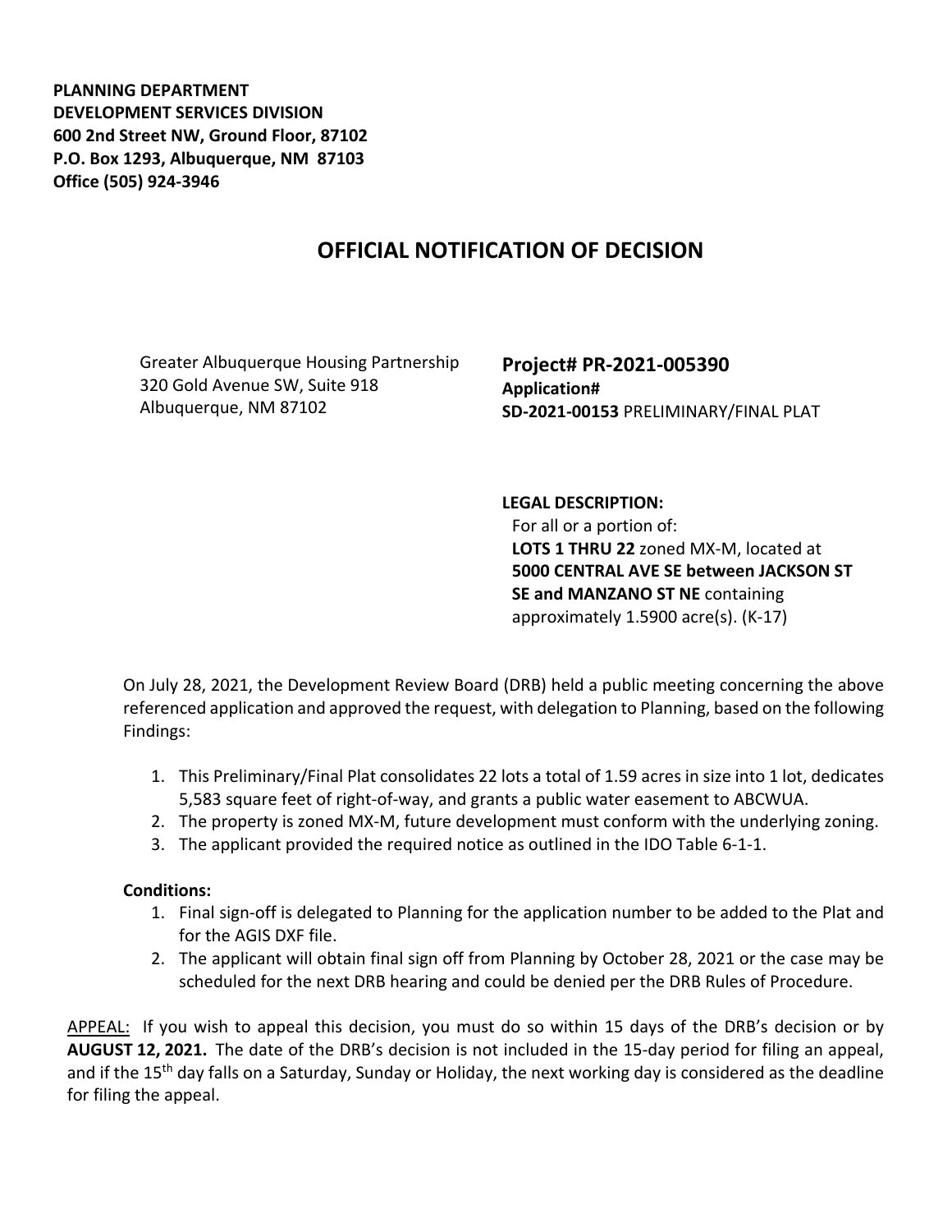**PLANNING DEPARTMENT**
**DEVELOPMENT SERVICES DIVISION**
**600 2nd Street NW, Ground Floor, 87102**
**P.O. Box 1293, Albuquerque, NM 87103**
**Office (505) 924-3946**

# OFFICIAL NOTIFICATION OF DECISION

Greater Albuquerque Housing Partnership
320 Gold Avenue SW, Suite 918
Albuquerque, NM 87102

**Project# PR-2021-005390**
**Application#**
**SD-2021-00153** PRELIMINARY/FINAL PLAT

**LEGAL DESCRIPTION:**
For all or a portion of:
**LOTS 1 THRU 22** zoned MX-M, located at **5000 CENTRAL AVE SE between JACKSON ST SE and MANZANO ST NE** containing approximately 1.5900 acre(s). (K-17)

On July 28, 2021, the Development Review Board (DRB) held a public meeting concerning the above referenced application and approved the request, with delegation to Planning, based on the following Findings:

1. This Preliminary/Final Plat consolidates 22 lots a total of 1.59 acres in size into 1 lot, dedicates 5,583 square feet of right-of-way, and grants a public water easement to ABCWUA.
2. The property is zoned MX-M, future development must conform with the underlying zoning.
3. The applicant provided the required notice as outlined in the IDO Table 6-1-1.

**Conditions:**

1. Final sign-off is delegated to Planning for the application number to be added to the Plat and for the AGIS DXF file.
2. The applicant will obtain final sign off from Planning by October 28, 2021 or the case may be scheduled for the next DRB hearing and could be denied per the DRB Rules of Procedure.

APPEAL: If you wish to appeal this decision, you must do so within 15 days of the DRB's decision or by **AUGUST 12, 2021.** The date of the DRB's decision is not included in the 15-day period for filing an appeal, and if the 15th day falls on a Saturday, Sunday or Holiday, the next working day is considered as the deadline for filing the appeal.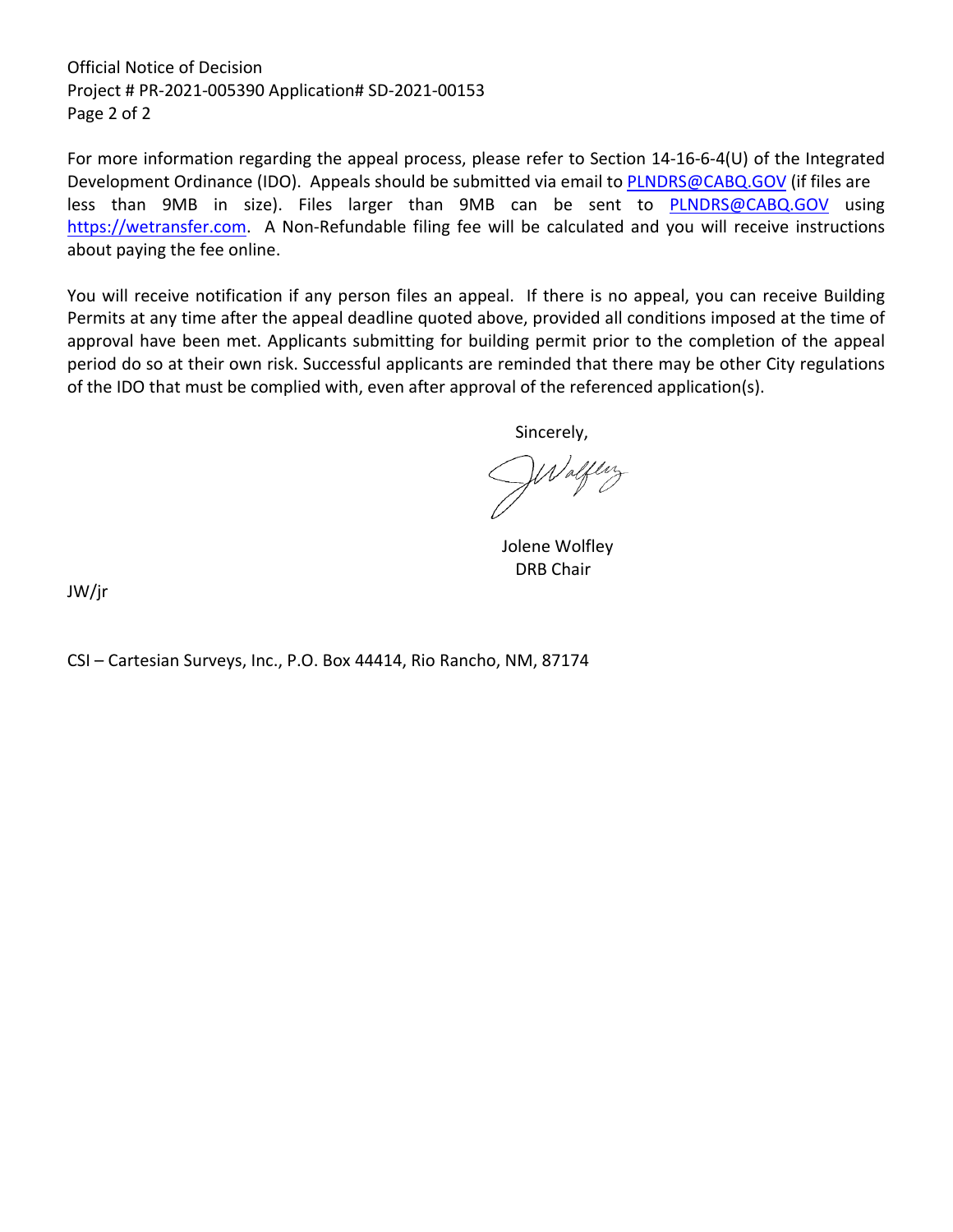For more information regarding the appeal process, please refer to Section 14-16-6-4(U) of the Integrated Development Ordinance (IDO). Appeals should be submitted via email to PLNDRS@CABQ.GOV (if files are less than 9MB in size). Files larger than 9MB can be sent to PLNDRS@CABQ.GOV using https://wetransfer.com. A Non-Refundable filing fee will be calculated and you will receive instructions about paying the fee online.

You will receive notification if any person files an appeal. If there is no appeal, you can receive Building Permits at any time after the appeal deadline quoted above, provided all conditions imposed at the time of approval have been met. Applicants submitting for building permit prior to the completion of the appeal period do so at their own risk. Successful applicants are reminded that there may be other City regulations of the IDO that must be complied with, even after approval of the referenced application(s).

Sincerely,

Jolene Wolfley
DRB Chair

JW/jr

CSI – Cartesian Surveys, Inc., P.O. Box 44414, Rio Rancho, NM, 87174